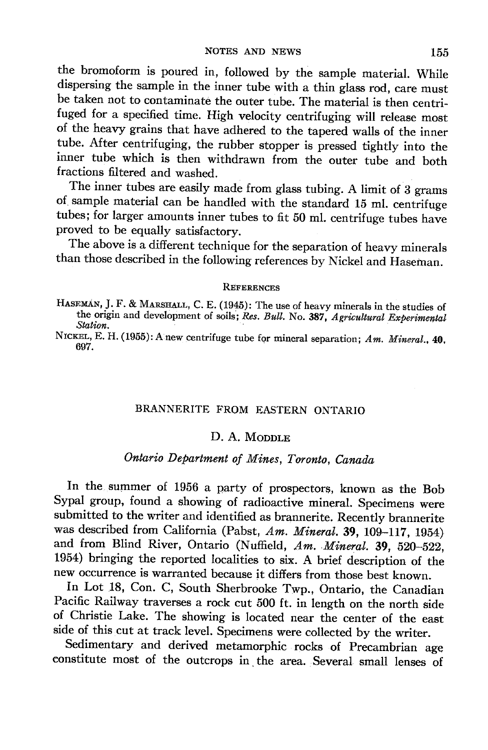the bromoform is poured in, followed by the sample material. While dispersing the sample in the inner tube with a thin glass rod, care must be taken not to contaminate the outer tube. The material is then centrifuged for a specified time. High velocity centrifuging will release most of the heavy grains that have adhered to the tapered walls of the inner tube. After centrifuging, the rubber stopper is pressed tightly into the inner tube which is then withdrawn from the outer tube and both fractions filtered and washed.

The inner tubes are easily made from glass tubing. A limit of 3 grams of sample material can be handled with the standard 15 ml. centrifuge tubes; for larger amounts inner tubes to fit 50 ml. centrifuge tubes have proved to be equally satisfactory.

The above is a different technique for the separation of heavy minerals than those described in the following references by Nickel and Haseman.

### References

Haseman, J. F. & Marshall, C. E. (1945): The use of heavy minerals in the studies of the origin and development of soils; *Res. Bull.* No. **387**, *Agricultural Experimental Station.*

Nickel, E. H. (1955): A new centrifuge tube for mineral separation; *Am. Mineral.*, **40**, 697.

## BRANNERITE FROM EASTERN ONTARIO

D. A. Moddle

*Ontario Department of Mines, Toronto, Canada*

In the summer of 1956 a party of prospectors, known as the Bob Sypal group, found a showing of radioactive mineral. Specimens were submitted to the writer and identified as brannerite. Recently brannerite was described from California (Pabst, *Am. Mineral.* **39**, 109–117, 1954) and from Blind River, Ontario (Nuffield, *Am. Mineral.* **39**, 520–522, 1954) bringing the reported localities to six. A brief description of the new occurrence is warranted because it differs from those best known.

In Lot 18, Con. C, South Sherbrooke Twp., Ontario, the Canadian Pacific Railway traverses a rock cut 500 ft. in length on the north side of Christie Lake. The showing is located near the center of the east side of this cut at track level. Specimens were collected by the writer.

Sedimentary and derived metamorphic rocks of Precambrian age constitute most of the outcrops in the area. Several small lenses of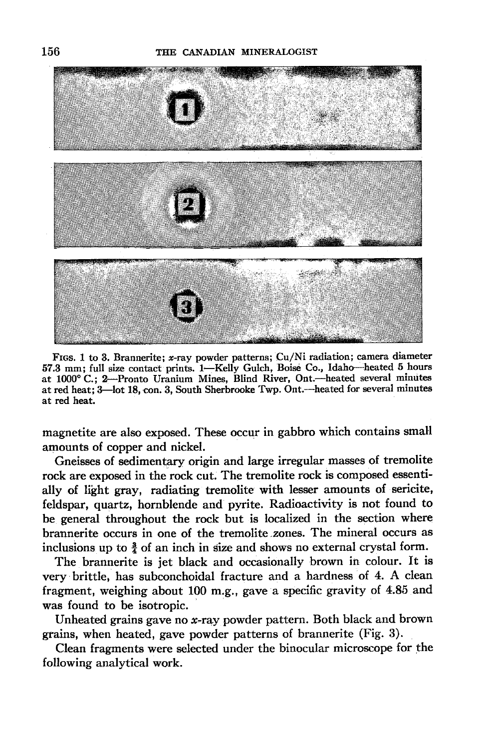FIGS. 1 to 3. Brannerite; *x*-ray powder patterns; Cu/Ni radiation; camera diameter 57.3 mm; full size contact prints. 1—Kelly Gulch, Boise Co., Idaho—heated 5 hours at 1000° C.; 2—Pronto Uranium Mines, Blind River, Ont.—heated several minutes at red heat; 3—lot 18, con. 3, South Sherbrooke Twp. Ont.—heated for several minutes at red heat.

magnetite are also exposed. These occur in gabbro which contains small amounts of copper and nickel.

Gneisses of sedimentary origin and large irregular masses of tremolite rock are exposed in the rock cut. The tremolite rock is composed essentially of light gray, radiating tremolite with lesser amounts of sericite, feldspar, quartz, hornblende and pyrite. Radioactivity is not found to be general throughout the rock but is localized in the section where brannerite occurs in one of the tremolite zones. The mineral occurs as inclusions up to $\frac{3}{4}$ of an inch in size and shows no external crystal form.

The brannerite is jet black and occasionally brown in colour. It is very brittle, has subconchoidal fracture and a hardness of 4. A clean fragment, weighing about 100 m.g., gave a specific gravity of 4.85 and was found to be isotropic.

Unheated grains gave no *x*-ray powder pattern. Both black and brown grains, when heated, gave powder patterns of brannerite (Fig. 3).

Clean fragments were selected under the binocular microscope for the following analytical work.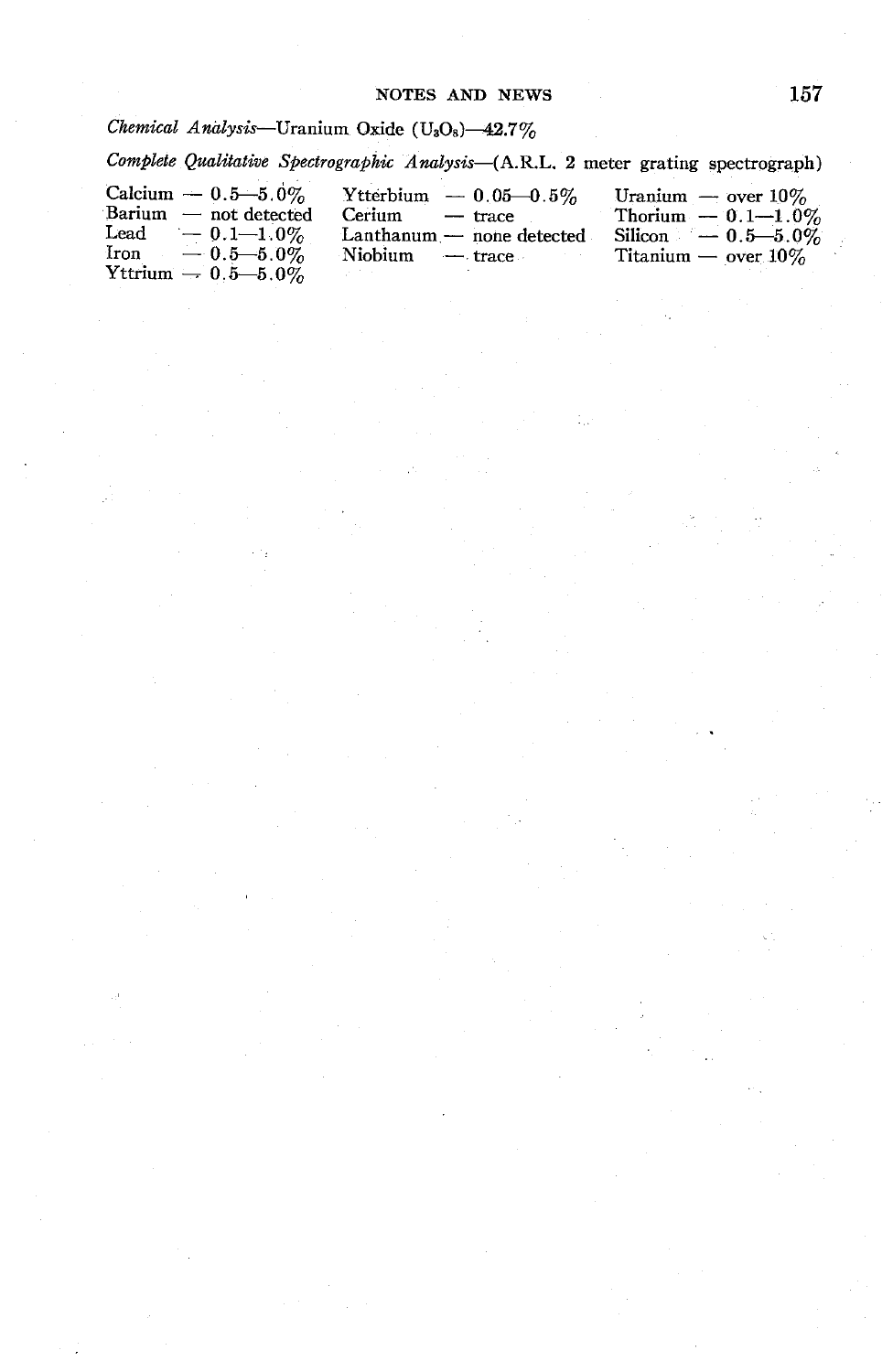*Chemical Analysis*—Uranium Oxide ($U_3O_8$)—42.7%

*Complete Qualitative Spectrographic Analysis*—(A.R.L. 2 meter grating spectrograph)

| | | |
|---|---|---|
| Calcium — 0.5—5.0% | Ytterbium — 0.05—0.5% | Uranium — over 10% |
| Barium — not detected | Cerium — trace | Thorium — 0.1—1.0% |
| Lead — 0.1—1.0% | Lanthanum — none detected | Silicon — 0.5—5.0% |
| Iron — 0.5—5.0% | Niobium — trace | Titanium — over 10% |
| Yttrium — 0.5—5.0% | | |